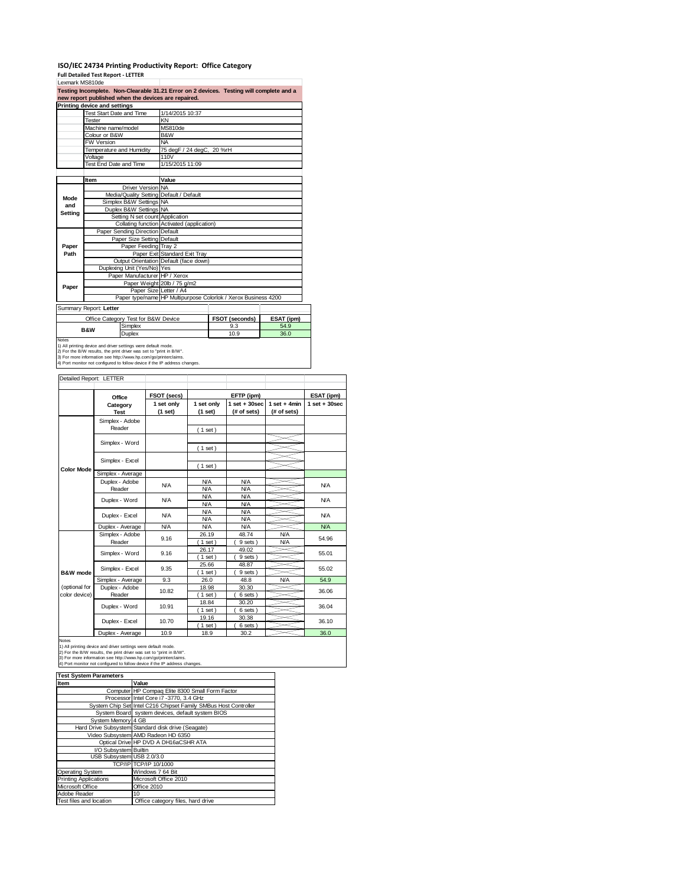# ISO/IEC 24734 Printing Productivity Report: Office Category

**Full Detailed Test Report - LETTER**

Lexmark MS810de

**Testing Incomplete. Non-Clearable 31.21 Error on 2 devices. Testing will complete and a new report published when the devices are repaired.**

| Printing device and settings | |
|---|---|
| Test Start Date and Time | 1/14/2015 10:37 |
| Tester | KN |
| Machine name/model | MS810de |
| Colour or B&W | B&W |
| FW Version | NA |
| Temperature and Humidity | 75 degF / 24 degC, 20 %rH |
| Voltage | 110V |
| Test End Date and Time | 1/15/2015 11:09 |

| | Item | Value |
|---|---|---|
| Mode and Setting | Driver Version | NA |
| | Media/Quality Setting | Default / Default |
| | Simplex B&W Settings | NA |
| | Duplex B&W Settings | NA |
| | Setting N set count | Application |
| | Collating function | Activated (application) |
| Paper Path | Paper Sending Direction | Default |
| | Paper Size Setting | Default |
| | Paper Feeding | Tray 2 |
| | Paper Exit | Standard Exit Tray |
| | Output Orientation | Default (face down) |
| | Duplexing Unit (Yes/No) | Yes |
| Paper | Paper Manufacturer | HP / Xerox |
| | Paper Weight | 20lb / 75 g/m2 |
| | Paper Size | Letter / A4 |
| | Paper type/name | HP Multipurpose Colorlok / Xerox Business 4200 |

Summary Report: **Letter**

| Office Category Test for B&W Device | | FSOT (seconds) | ESAT (ipm) |
|---|---|---|---|
| B&W | Simplex | 9.3 | 54.9 |
| | Duplex | 10.9 | 36.0 |

Notes
1) All printing device and driver settings were default mode.
2) For the B/W results, the print driver was set to "print in B/W".
3) For more information see http://www.hp.com/go/printerclaims.
4) Port monitor not configured to follow device if the IP address changes.

Detailed Report: LETTER

| | Office Category Test | FSOT (secs) 1 set only (1 set) | EFTP (ipm) 1 set only (1 set) | EFTP (ipm) 1 set + 30sec (# of sets) | EFTP (ipm) 1 set + 4min (# of sets) | ESAT (ipm) 1 set + 30sec |
|---|---|---|---|---|---|---|
| Color Mode | Simplex - Adobe Reader | | ( 1 set ) | | | |
| | Simplex - Word | | ( 1 set ) | | | |
| | Simplex - Excel | | ( 1 set ) | | | |
| | Simplex - Average | | | | | |
| | Duplex - Adobe Reader | N/A | N/A N/A | N/A N/A | | N/A |
| | Duplex - Word | N/A | N/A N/A | N/A N/A | | N/A |
| | Duplex - Excel | N/A | N/A N/A | N/A N/A | | N/A |
| | Duplex - Average | N/A | N/A | N/A | | N/A |
| B&W mode (optional for color device) | Simplex - Adobe Reader | 9.16 | 26.19 ( 1 set ) | 48.74 ( 9 sets ) | N/A N/A | 54.96 |
| | Simplex - Word | 9.16 | 26.17 ( 1 set ) | 49.02 ( 9 sets ) | | 55.01 |
| | Simplex - Excel | 9.35 | 25.66 ( 1 set ) | 48.87 ( 9 sets ) | | 55.02 |
| | Simplex - Average | 9.3 | 26.0 | 48.8 | N/A | 54.9 |
| | Duplex - Adobe Reader | 10.82 | 18.98 ( 1 set ) | 30.30 ( 6 sets ) | | 36.06 |
| | Duplex - Word | 10.91 | 18.84 ( 1 set ) | 30.20 ( 6 sets ) | | 36.04 |
| | Duplex - Excel | 10.70 | 19.16 ( 1 set ) | 30.38 ( 6 sets ) | | 36.10 |
| | Duplex - Average | 10.9 | 18.9 | 30.2 | | 36.0 |

Notes
1) All printing device and driver settings were default mode.
2) For the B/W results, the print driver was set to "print in B/W".
3) For more information see http://www.hp.com/go/printerclaims.
4) Port monitor not configured to follow device if the IP address changes.

| Test System Parameters | |
|---|---|
| **Item** | **Value** |
| Computer | HP Compaq Elite 8300 Small Form Factor |
| Processor | Intel Core i7 -3770, 3.4 GHz |
| System Chip Set | Intel C216 Chipset Family SMBus Host Controller |
| System Board | system devices, default system BIOS |
| System Memory | 4 GB |
| Hard Drive Subsystem | Standard disk drive (Seagate) |
| Video Subsystem | AMD Radeon HD 6350 |
| Optical Drive | HP DVD A DH16aCSHR ATA |
| I/O Subsystem | Builtin |
| USB Subsystem | USB 2.0/3.0 |
| TCP/IP | TCP/IP 10/1000 |
| Operating System | Windows 7 64 Bit |
| Printing Applications | Microsoft Office 2010 |
| Microsoft Office | Office 2010 |
| Adobe Reader | 10 |
| Test files and location | Office category files, hard drive |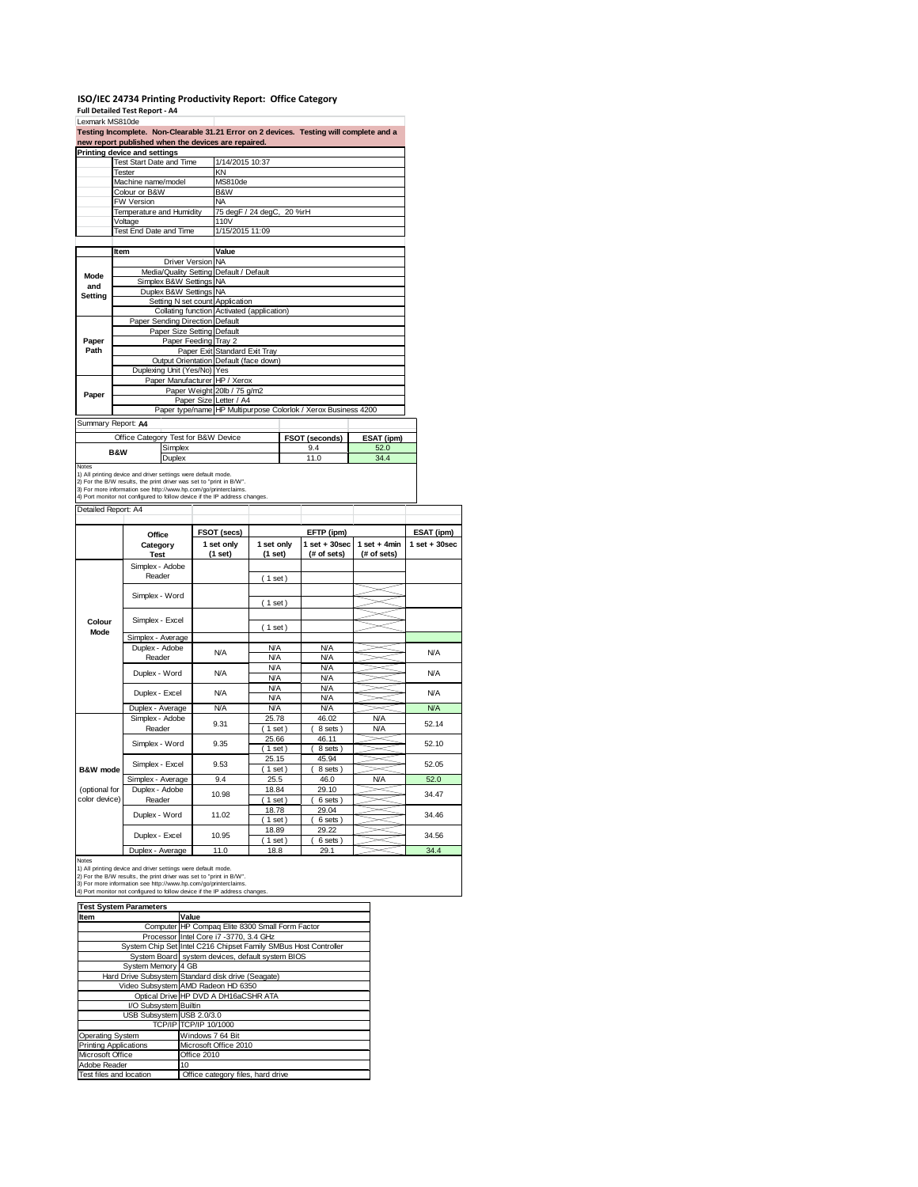# ISO/IEC 24734 Printing Productivity Report: Office Category

**Full Detailed Test Report - A4**

Lexmark MS810de

**Testing Incomplete. Non-Clearable 31.21 Error on 2 devices. Testing will complete and a new report published when the devices are repaired.**

**Printing device and settings**

| | |
|---|---|
| Test Start Date and Time | 1/14/2015 10:37 |
| Tester | KN |
| Machine name/model | MS810de |
| Colour or B&W | B&W |
| FW Version | NA |
| Temperature and Humidity | 75 degF / 24 degC, 20 %rH |
| Voltage | 110V |
| Test End Date and Time | 1/15/2015 11:09 |

| | Item | Value |
|---|---|---|
| Mode and Setting | Driver Version | NA |
| | Media/Quality Setting | Default / Default |
| | Simplex B&W Settings | NA |
| | Duplex B&W Settings | NA |
| | Setting N set count | Application |
| | Collating function | Activated (application) |
| Paper Path | Paper Sending Direction | Default |
| | Paper Size Setting | Default |
| | Paper Feeding | Tray 2 |
| | Paper Exit | Standard Exit Tray |
| | Output Orientation | Default (face down) |
| | Duplexing Unit (Yes/No) | Yes |
| Paper | Paper Manufacturer | HP / Xerox |
| | Paper Weight | 20lb / 75 g/m2 |
| | Paper Size | Letter / A4 |
| | Paper type/name | HP Multipurpose Colorlok / Xerox Business 4200 |

Summary Report: **A4**

| Office Category Test for B&W Device | | FSOT (seconds) | ESAT (ipm) |
|---|---|---|---|
| B&W | Simplex | 9.4 | 52.0 |
| | Duplex | 11.0 | 34.4 |

Notes
1) All printing device and driver settings were default mode.
2) For the B/W results, the print driver was set to "print in B/W".
3) For more information see http://www.hp.com/go/printerclaims.
4) Port monitor not configured to follow device if the IP address changes.

Detailed Report: A4

| | Office Category Test | FSOT (secs) 1 set only (1 set) | EFTP (ipm) 1 set only (1 set) | EFTP (ipm) 1 set + 30sec (# of sets) | EFTP (ipm) 1 set + 4min (# of sets) | ESAT (ipm) 1 set + 30sec |
|---|---|---|---|---|---|---|
| Colour Mode | Simplex - Adobe Reader | | ( 1 set ) | | | |
| | Simplex - Word | | ( 1 set ) | | | |
| | Simplex - Excel | | ( 1 set ) | | | |
| | Simplex - Average | | | | | |
| | Duplex - Adobe Reader | N/A | N/A<br>N/A | N/A<br>N/A | | N/A |
| | Duplex - Word | N/A | N/A<br>N/A | N/A<br>N/A | | N/A |
| | Duplex - Excel | N/A | N/A<br>N/A | N/A<br>N/A | | N/A |
| | Duplex - Average | N/A | N/A | N/A | | N/A |
| B&W mode (optional for color device) | Simplex - Adobe Reader | 9.31 | 25.78<br>( 1 set ) | 46.02<br>( 8 sets ) | N/A<br>N/A | 52.14 |
| | Simplex - Word | 9.35 | 25.66<br>( 1 set ) | 46.11<br>( 8 sets ) | | 52.10 |
| | Simplex - Excel | 9.53 | 25.15<br>( 1 set ) | 45.94<br>( 8 sets ) | | 52.05 |
| | Simplex - Average | 9.4 | 25.5 | 46.0 | N/A | 52.0 |
| | Duplex - Adobe Reader | 10.98 | 18.84<br>( 1 set ) | 29.10<br>( 6 sets ) | | 34.47 |
| | Duplex - Word | 11.02 | 18.78<br>( 1 set ) | 29.04<br>( 6 sets ) | | 34.46 |
| | Duplex - Excel | 10.95 | 18.89<br>( 1 set ) | 29.22<br>( 6 sets ) | | 34.56 |
| | Duplex - Average | 11.0 | 18.8 | 29.1 | | 34.4 |

Notes
1) All printing device and driver settings were default mode.
2) For the B/W results, the print driver was set to "print in B/W".
3) For more information see http://www.hp.com/go/printerclaims.
4) Port monitor not configured to follow device if the IP address changes.

**Test System Parameters**

| Item | Value |
|---|---|
| Computer | HP Compaq Elite 8300 Small Form Factor |
| Processor | Intel Core i7 -3770, 3.4 GHz |
| System Chip Set | Intel C216 Chipset Family SMBus Host Controller |
| System Board | system devices, default system BIOS |
| System Memory | 4 GB |
| Hard Drive Subsystem | Standard disk drive (Seagate) |
| Video Subsystem | AMD Radeon HD 6350 |
| Optical Drive | HP DVD A DH16aCSHR ATA |
| I/O Subsystem | Builtin |
| USB Subsystem | USB 2.0/3.0 |
| TCP/IP | TCP/IP 10/1000 |
| Operating System | Windows 7 64 Bit |
| Printing Applications | Microsoft Office 2010 |
| Microsoft Office | Office 2010 |
| Adobe Reader | 10 |
| Test files and location | Office category files, hard drive |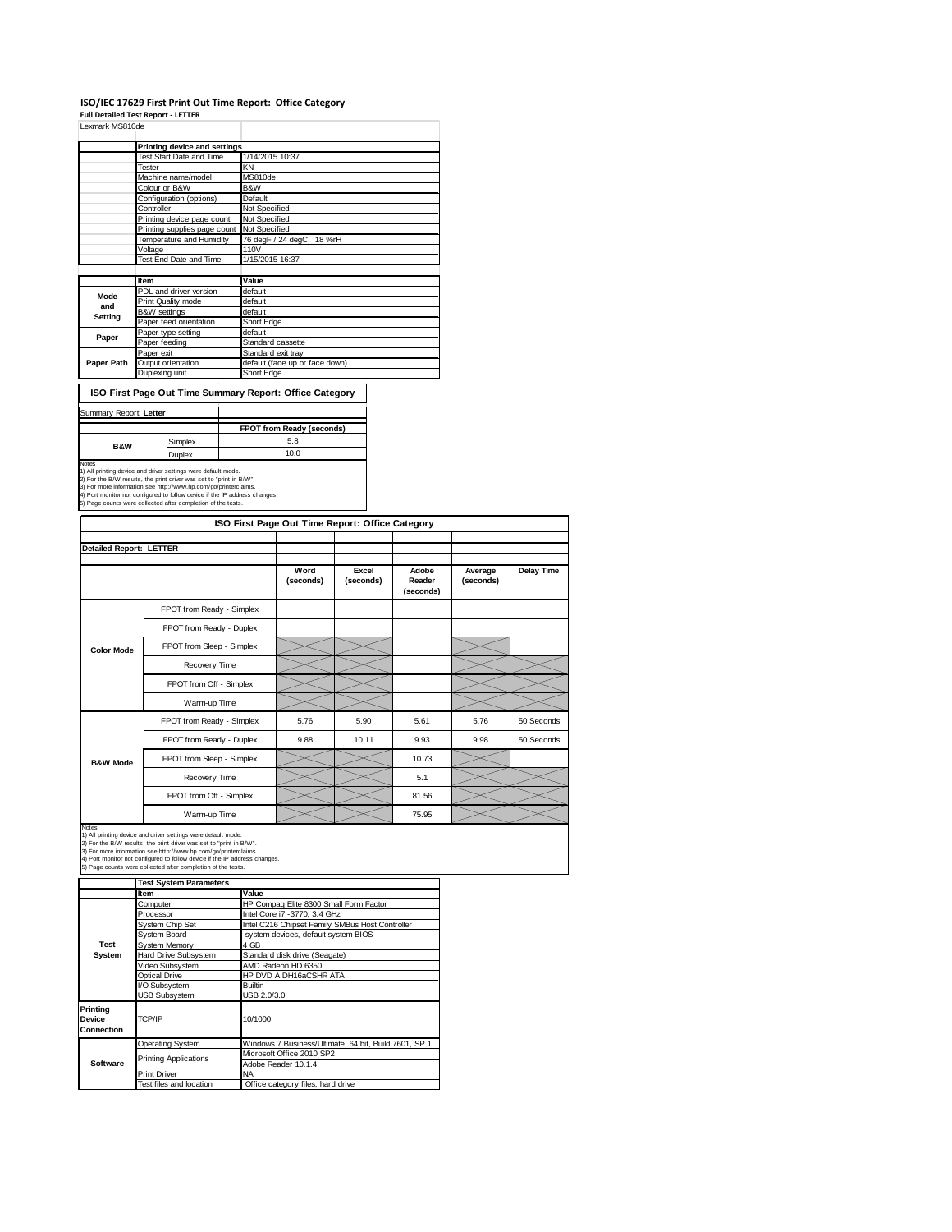# ISO/IEC 17629 First Print Out Time Report: Office Category

**Full Detailed Test Report - LETTER**

Lexmark MS810de

| | Printing device and settings | |
|---|---|---|
| | Test Start Date and Time | 1/14/2015 10:37 |
| | Tester | KN |
| | Machine name/model | MS810de |
| | Colour or B&W | B&W |
| | Configuration (options) | Default |
| | Controller | Not Specified |
| | Printing device page count | Not Specified |
| | Printing supplies page count | Not Specified |
| | Temperature and Humidity | 76 degF / 24 degC, 18 %rH |
| | Voltage | 110V |
| | Test End Date and Time | 1/15/2015 16:37 |

| | Item | Value |
|---|---|---|
| Mode and Setting | PDL and driver version | default |
| | Print Quality mode | default |
| | B&W settings | default |
| | Paper feed orientation | Short Edge |
| Paper | Paper type setting | default |
| | Paper feeding | Standard cassette |
| Paper Path | Paper exit | Standard exit tray |
| | Output orientation | default (face up or face down) |
| | Duplexing unit | Short Edge |

## ISO First Page Out Time Summary Report: Office Category

Summary Report: **Letter**

| | | FPOT from Ready (seconds) |
|---|---|---|
| B&W | Simplex | 5.8 |
| | Duplex | 10.0 |

Notes
1) All printing device and driver settings were default mode.
2) For the B/W results, the print driver was set to "print in B/W".
3) For more information see http://www.hp.com/go/printerclaims.
4) Port monitor not configured to follow device if the IP address changes.
5) Page counts were collected after completion of the tests.

## ISO First Page Out Time Report: Office Category

**Detailed Report: LETTER**

| | | Word (seconds) | Excel (seconds) | Adobe Reader (seconds) | Average (seconds) | Delay Time |
|---|---|---|---|---|---|---|
| Color Mode | FPOT from Ready - Simplex | | | | | |
| | FPOT from Ready - Duplex | | | | | |
| | FPOT from Sleep - Simplex | | | | | |
| | Recovery Time | | | | | |
| | FPOT from Off - Simplex | | | | | |
| | Warm-up Time | | | | | |
| B&W Mode | FPOT from Ready - Simplex | 5.76 | 5.90 | 5.61 | 5.76 | 50 Seconds |
| | FPOT from Ready - Duplex | 9.88 | 10.11 | 9.93 | 9.98 | 50 Seconds |
| | FPOT from Sleep - Simplex | | | 10.73 | | |
| | Recovery Time | | | 5.1 | | |
| | FPOT from Off - Simplex | | | 81.56 | | |
| | Warm-up Time | | | 75.95 | | |

Notes
1) All printing device and driver settings were default mode.
2) For the B/W results, the print driver was set to "print in B/W".
3) For more information see http://www.hp.com/go/printerclaims.
4) Port monitor not configured to follow device if the IP address changes.
5) Page counts were collected after completion of the tests.

| | Test System Parameters | |
|---|---|---|
| | Item | Value |
| Test System | Computer | HP Compaq Elite 8300 Small Form Factor |
| | Processor | Intel Core i7 -3770, 3.4 GHz |
| | System Chip Set | Intel C216 Chipset Family SMBus Host Controller |
| | System Board | system devices, default system BIOS |
| | System Memory | 4 GB |
| | Hard Drive Subsystem | Standard disk drive (Seagate) |
| | Video Subsystem | AMD Radeon HD 6350 |
| | Optical Drive | HP DVD A DH16aCSHR ATA |
| | I/O Subsystem | Builtin |
| | USB Subsystem | USB 2.0/3.0 |
| Printing Device Connection | TCP/IP | 10/1000 |
| Software | Operating System | Windows 7 Business/Ultimate, 64 bit, Build 7601, SP 1 |
| | Printing Applications | Microsoft Office 2010 SP2 |
| | | Adobe Reader 10.1.4 |
| | Print Driver | NA |
| | Test files and location | Office category files, hard drive |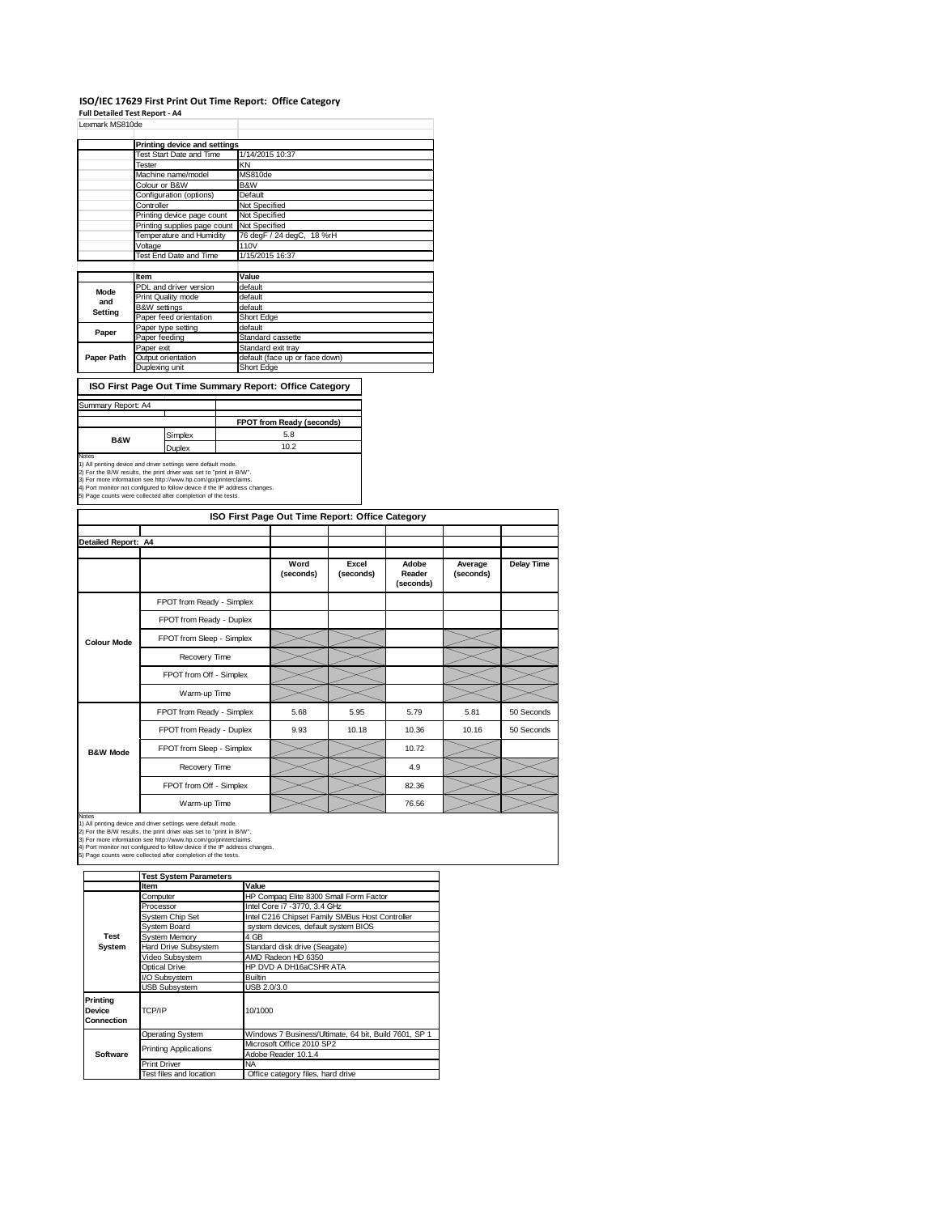# ISO/IEC 17629 First Print Out Time Report: Office Category

**Full Detailed Test Report - A4**

Lexmark MS810de

| | Printing device and settings | |
|---|---|---|
| | Test Start Date and Time | 1/14/2015 10:37 |
| | Tester | KN |
| | Machine name/model | MS810de |
| | Colour or B&W | B&W |
| | Configuration (options) | Default |
| | Controller | Not Specified |
| | Printing device page count | Not Specified |
| | Printing supplies page count | Not Specified |
| | Temperature and Humidity | 76 degF / 24 degC, 18 %rH |
| | Voltage | 110V |
| | Test End Date and Time | 1/15/2015 16:37 |

| | Item | Value |
|---|---|---|
| Mode and Setting | PDL and driver version | default |
| | Print Quality mode | default |
| | B&W settings | default |
| | Paper feed orientation | Short Edge |
| Paper | Paper type setting | default |
| | Paper feeding | Standard cassette |
| Paper Path | Paper exit | Standard exit tray |
| | Output orientation | default (face up or face down) |
| | Duplexing unit | Short Edge |

## ISO First Page Out Time Summary Report: Office Category

Summary Report: A4

| | | FPOT from Ready (seconds) |
|---|---|---|
| B&W | Simplex | 5.8 |
| | Duplex | 10.2 |

Notes
1) All printing device and driver settings were default mode.
2) For the B/W results, the print driver was set to "print in B/W".
3) For more information see http://www.hp.com/go/printerclaims.
4) Port monitor not configured to follow device if the IP address changes.
5) Page counts were collected after completion of the tests.

## ISO First Page Out Time Report: Office Category

Detailed Report: A4

| | | Word (seconds) | Excel (seconds) | Adobe Reader (seconds) | Average (seconds) | Delay Time |
|---|---|---|---|---|---|---|
| Colour Mode | FPOT from Ready - Simplex | | | | | |
| | FPOT from Ready - Duplex | | | | | |
| | FPOT from Sleep - Simplex | | | | | |
| | Recovery Time | | | | | |
| | FPOT from Off - Simplex | | | | | |
| | Warm-up Time | | | | | |
| B&W Mode | FPOT from Ready - Simplex | 5.68 | 5.95 | 5.79 | 5.81 | 50 Seconds |
| | FPOT from Ready - Duplex | 9.93 | 10.18 | 10.36 | 10.16 | 50 Seconds |
| | FPOT from Sleep - Simplex | | | 10.72 | | |
| | Recovery Time | | | 4.9 | | |
| | FPOT from Off - Simplex | | | 82.36 | | |
| | Warm-up Time | | | 76.56 | | |

Notes
1) All printing device and driver settings were default mode.
2) For the B/W results, the print driver was set to "print in B/W".
3) For more information see http://www.hp.com/go/printerclaims.
4) Port monitor not configured to follow device if the IP address changes.
5) Page counts were collected after completion of the tests.

| | Test System Parameters | |
|---|---|---|
| | Item | Value |
| Test System | Computer | HP Compaq Elite 8300 Small Form Factor |
| | Processor | Intel Core i7 -3770, 3.4 GHz |
| | System Chip Set | Intel C216 Chipset Family SMBus Host Controller |
| | System Board | system devices, default system BIOS |
| | System Memory | 4 GB |
| | Hard Drive Subsystem | Standard disk drive (Seagate) |
| | Video Subsystem | AMD Radeon HD 6350 |
| | Optical Drive | HP DVD A DH16aCSHR ATA |
| | I/O Subsystem | Builtin |
| | USB Subsystem | USB 2.0/3.0 |
| Printing Device Connection | TCP/IP | 10/1000 |
| Software | Operating System | Windows 7 Business/Ultimate, 64 bit, Build 7601, SP 1 |
| | Printing Applications | Microsoft Office 2010 SP2 |
| | | Adobe Reader 10.1.4 |
| | Print Driver | NA |
| | Test files and location | Office category files, hard drive |